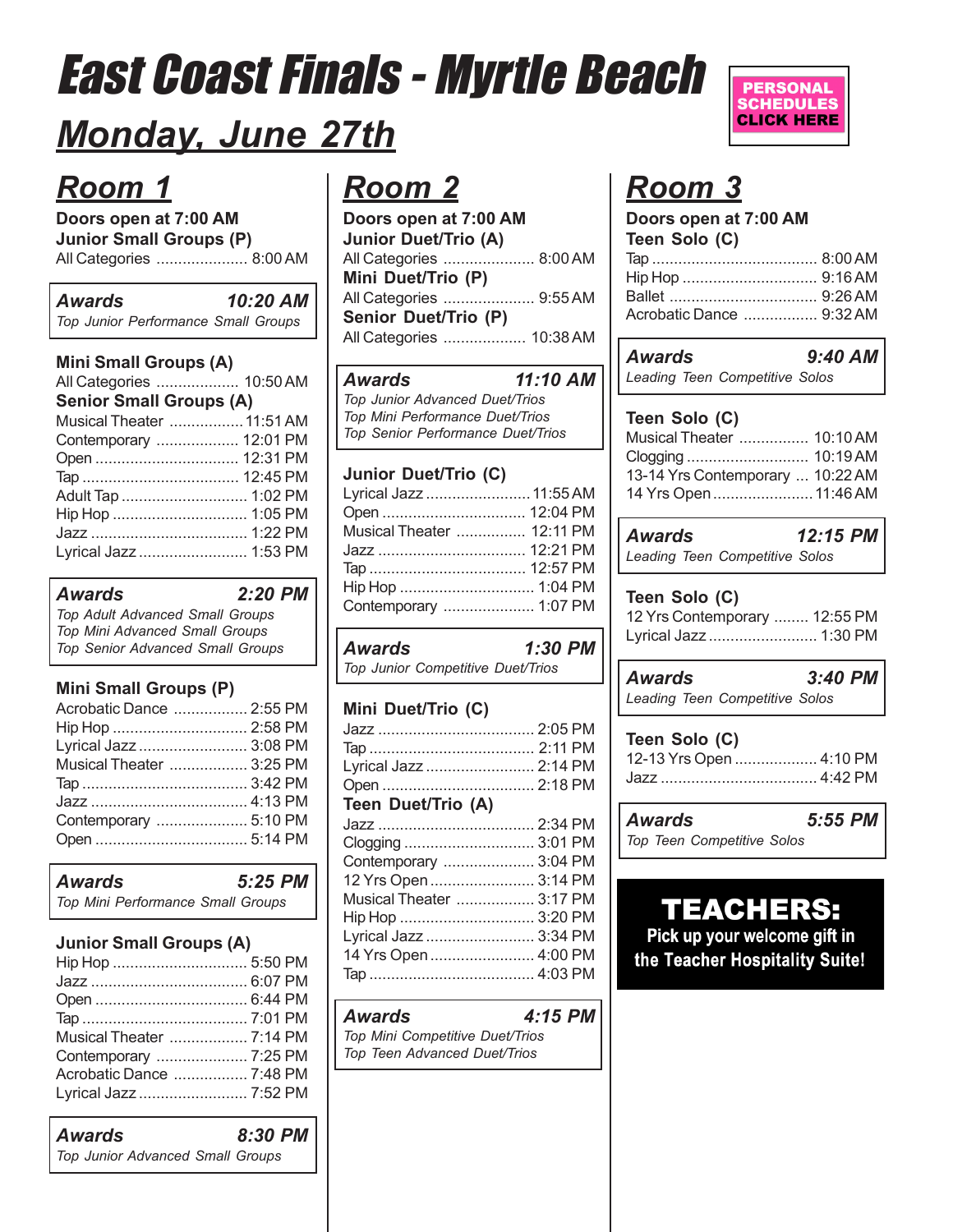# East Coast Finals - Myrtle Beach

## Monday, June 27th

**PERSONAL SCHEDULES CLICK HERE**

## Room 1

**Doors open at 7:00 AM**

**Junior Small Groups (P)**

All Categories ..................... 8:00 AM

***Awards*** ***10:20 AM***
*Top Junior Performance Small Groups*

**Mini Small Groups (A)**

All Categories ................... 10:50 AM

**Senior Small Groups (A)**

Musical Theater ................. 11:51 AM
Contemporary ................... 12:01 PM
Open ................................ 12:31 PM
Tap ................................... 12:45 PM
Adult Tap ............................ 1:02 PM
Hip Hop ............................... 1:05 PM
Jazz .................................... 1:22 PM
Lyrical Jazz ......................... 1:53 PM

***Awards*** ***2:20 PM***
*Top Adult Advanced Small Groups*
*Top Mini Advanced Small Groups*
*Top Senior Advanced Small Groups*

**Mini Small Groups (P)**

Acrobatic Dance ................. 2:55 PM
Hip Hop ............................... 2:58 PM
Lyrical Jazz ......................... 3:08 PM
Musical Theater .................. 3:25 PM
Tap ...................................... 3:42 PM
Jazz ..................................... 4:13 PM
Contemporary ..................... 5:10 PM
Open .................................... 5:14 PM

***Awards*** ***5:25 PM***
*Top Mini Performance Small Groups*

**Junior Small Groups (A)**

Hip Hop ............................... 5:50 PM
Jazz ..................................... 6:07 PM
Open .................................... 6:44 PM
Tap ...................................... 7:01 PM
Musical Theater .................. 7:14 PM
Contemporary ..................... 7:25 PM
Acrobatic Dance ................. 7:48 PM
Lyrical Jazz ......................... 7:52 PM

***Awards*** ***8:30 PM***
*Top Junior Advanced Small Groups*

## Room 2

**Doors open at 7:00 AM**

**Junior Duet/Trio (A)**

All Categories ..................... 8:00 AM

**Mini Duet/Trio (P)**

All Categories ..................... 9:55 AM

**Senior Duet/Trio (P)**

All Categories ................... 10:38 AM

***Awards*** ***11:10 AM***
*Top Junior Advanced Duet/Trios*
*Top Mini Performance Duet/Trios*
*Top Senior Performance Duet/Trios*

**Junior Duet/Trio (C)**

Lyrical Jazz ........................ 11:55 AM
Open ................................. 12:04 PM
Musical Theater ................ 12:11 PM
Jazz .................................. 12:21 PM
Tap .................................... 12:57 PM
Hip Hop ............................... 1:04 PM
Contemporary ..................... 1:07 PM

***Awards*** ***1:30 PM***
*Top Junior Competitive Duet/Trios*

**Mini Duet/Trio (C)**

Jazz ..................................... 2:05 PM
Tap ...................................... 2:11 PM
Lyrical Jazz ......................... 2:14 PM
Open .................................... 2:18 PM

**Teen Duet/Trio (A)**

Jazz ..................................... 2:34 PM
Clogging .............................. 3:01 PM
Contemporary ..................... 3:04 PM
12 Yrs Open ........................ 3:14 PM
Musical Theater .................. 3:17 PM
Hip Hop ............................... 3:20 PM
Lyrical Jazz ......................... 3:34 PM
14 Yrs Open ........................ 4:00 PM
Tap ...................................... 4:03 PM

***Awards*** ***4:15 PM***
*Top Mini Competitive Duet/Trios*
*Top Teen Advanced Duet/Trios*

## Room 3

**Doors open at 7:00 AM**

**Teen Solo (C)**

Tap ...................................... 8:00 AM
Hip Hop ............................... 9:16 AM
Ballet .................................. 9:26 AM
Acrobatic Dance ................. 9:32 AM

***Awards*** ***9:40 AM***
*Leading Teen Competitive Solos*

**Teen Solo (C)**

Musical Theater ................ 10:10 AM
Clogging ............................ 10:19 AM
13-14 Yrs Contemporary ... 10:22 AM
14 Yrs Open ....................... 11:46 AM

***Awards*** ***12:15 PM***
*Leading Teen Competitive Solos*

**Teen Solo (C)**

12 Yrs Contemporary ........ 12:55 PM
Lyrical Jazz ......................... 1:30 PM

***Awards*** ***3:40 PM***
*Leading Teen Competitive Solos*

**Teen Solo (C)**

12-13 Yrs Open ................... 4:10 PM
Jazz ..................................... 4:42 PM

***Awards*** ***5:55 PM***
*Top Teen Competitive Solos*

**TEACHERS:**
**Pick up your welcome gift in the Teacher Hospitality Suite!**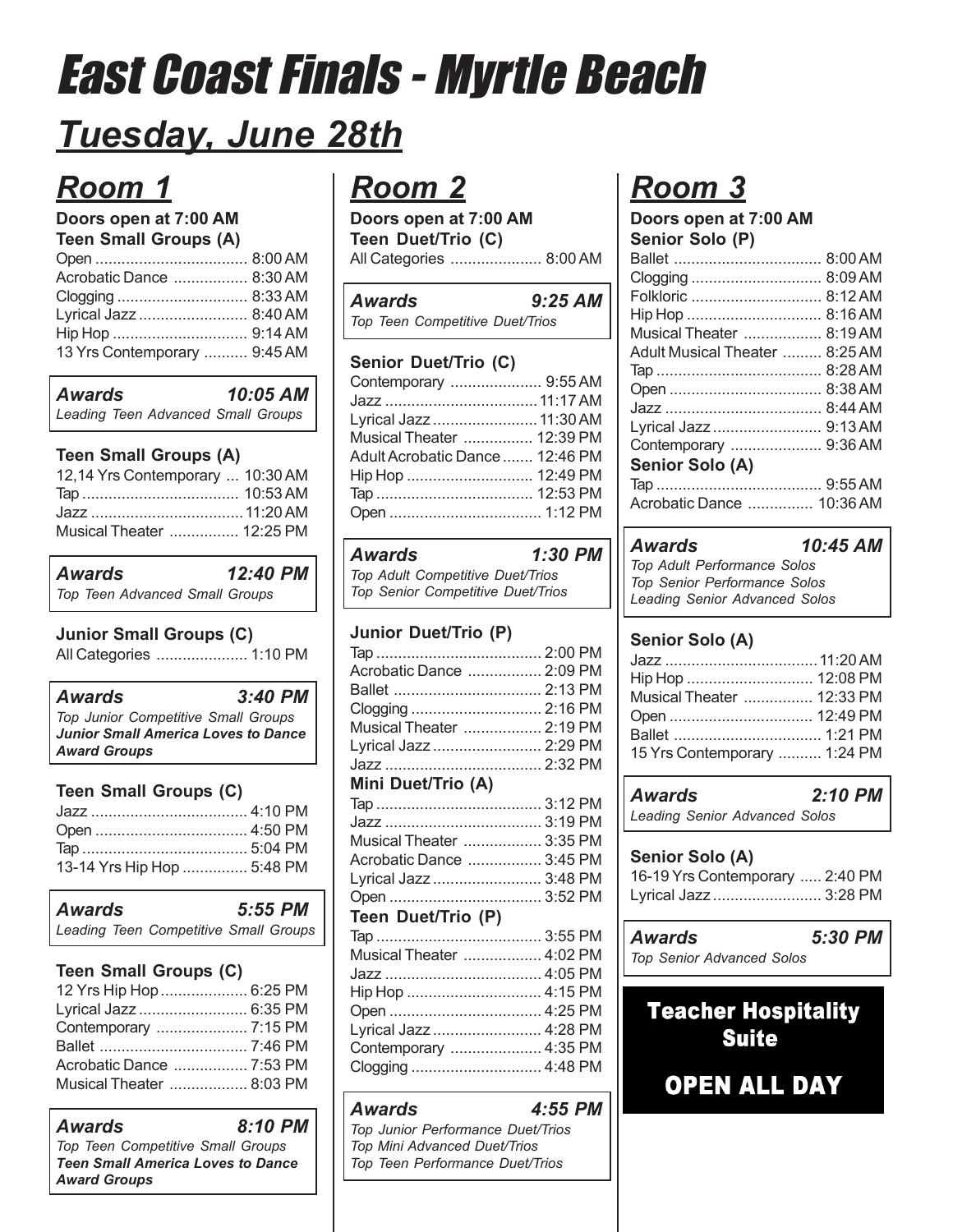# East Coast Finals - Myrtle Beach

## Tuesday, June 28th

## Room 1

**Doors open at 7:00 AM**

**Teen Small Groups (A)**

Open .................................. 8:00 AM
Acrobatic Dance ................. 8:30 AM
Clogging .............................. 8:33 AM
Lyrical Jazz ......................... 8:40 AM
Hip Hop ............................... 9:14 AM
13 Yrs Contemporary .......... 9:45 AM

***Awards*** ***10:05 AM***
*Leading Teen Advanced Small Groups*

**Teen Small Groups (A)**

12,14 Yrs Contemporary ... 10:30 AM
Tap .................................... 10:53 AM
Jazz ................................... 11:20 AM
Musical Theater ................ 12:25 PM

***Awards*** ***12:40 PM***
*Top Teen Advanced Small Groups*

**Junior Small Groups (C)**

All Categories ..................... 1:10 PM

***Awards*** ***3:40 PM***
*Top Junior Competitive Small Groups*
***Junior Small America Loves to Dance Award Groups***

**Teen Small Groups (C)**

Jazz .................................... 4:10 PM
Open ................................... 4:50 PM
Tap ...................................... 5:04 PM
13-14 Yrs Hip Hop ............... 5:48 PM

***Awards*** ***5:55 PM***
*Leading Teen Competitive Small Groups*

**Teen Small Groups (C)**

12 Yrs Hip Hop .................... 6:25 PM
Lyrical Jazz ......................... 6:35 PM
Contemporary ..................... 7:15 PM
Ballet .................................. 7:46 PM
Acrobatic Dance ................. 7:53 PM
Musical Theater .................. 8:03 PM

***Awards*** ***8:10 PM***
*Top Teen Competitive Small Groups*
***Teen Small America Loves to Dance Award Groups***

## Room 2

**Doors open at 7:00 AM**

**Teen Duet/Trio (C)**

All Categories ..................... 8:00 AM

***Awards*** ***9:25 AM***
*Top Teen Competitive Duet/Trios*

**Senior Duet/Trio (C)**

Contemporary ..................... 9:55 AM
Jazz ................................... 11:17 AM
Lyrical Jazz ........................ 11:30 AM
Musical Theater ................ 12:39 PM
Adult Acrobatic Dance ....... 12:46 PM
Hip Hop ............................. 12:49 PM
Tap .................................... 12:53 PM
Open ................................... 1:12 PM

***Awards*** ***1:30 PM***
*Top Adult Competitive Duet/Trios*
*Top Senior Competitive Duet/Trios*

**Junior Duet/Trio (P)**

Tap ...................................... 2:00 PM
Acrobatic Dance ................. 2:09 PM
Ballet .................................. 2:13 PM
Clogging .............................. 2:16 PM
Musical Theater .................. 2:19 PM
Lyrical Jazz ......................... 2:29 PM
Jazz .................................... 2:32 PM

**Mini Duet/Trio (A)**

Tap ...................................... 3:12 PM
Jazz .................................... 3:19 PM
Musical Theater .................. 3:35 PM
Acrobatic Dance ................. 3:45 PM
Lyrical Jazz ......................... 3:48 PM
Open ................................... 3:52 PM

**Teen Duet/Trio (P)**

Tap ...................................... 3:55 PM
Musical Theater .................. 4:02 PM
Jazz .................................... 4:05 PM
Hip Hop ............................... 4:15 PM
Open ................................... 4:25 PM
Lyrical Jazz ......................... 4:28 PM
Contemporary ..................... 4:35 PM
Clogging .............................. 4:48 PM

***Awards*** ***4:55 PM***
*Top Junior Performance Duet/Trios*
*Top Mini Advanced Duet/Trios*
*Top Teen Performance Duet/Trios*

## Room 3

**Doors open at 7:00 AM**

**Senior Solo (P)**

Ballet .................................. 8:00 AM
Clogging .............................. 8:09 AM
Folkloric .............................. 8:12 AM
Hip Hop ............................... 8:16 AM
Musical Theater .................. 8:19 AM
Adult Musical Theater ......... 8:25 AM
Tap ...................................... 8:28 AM
Open ................................... 8:38 AM
Jazz .................................... 8:44 AM
Lyrical Jazz ......................... 9:13 AM
Contemporary ..................... 9:36 AM

**Senior Solo (A)**

Tap ...................................... 9:55 AM
Acrobatic Dance ............... 10:36 AM

***Awards*** ***10:45 AM***
*Top Adult Performance Solos*
*Top Senior Performance Solos*
*Leading Senior Advanced Solos*

**Senior Solo (A)**

Jazz ................................... 11:20 AM
Hip Hop ............................. 12:08 PM
Musical Theater ................ 12:33 PM
Open ................................. 12:49 PM
Ballet .................................. 1:21 PM
15 Yrs Contemporary .......... 1:24 PM

***Awards*** ***2:10 PM***
*Leading Senior Advanced Solos*

**Senior Solo (A)**

16-19 Yrs Contemporary ..... 2:40 PM
Lyrical Jazz ......................... 3:28 PM

***Awards*** ***5:30 PM***
*Top Senior Advanced Solos*

**Teacher Hospitality Suite**

**OPEN ALL DAY**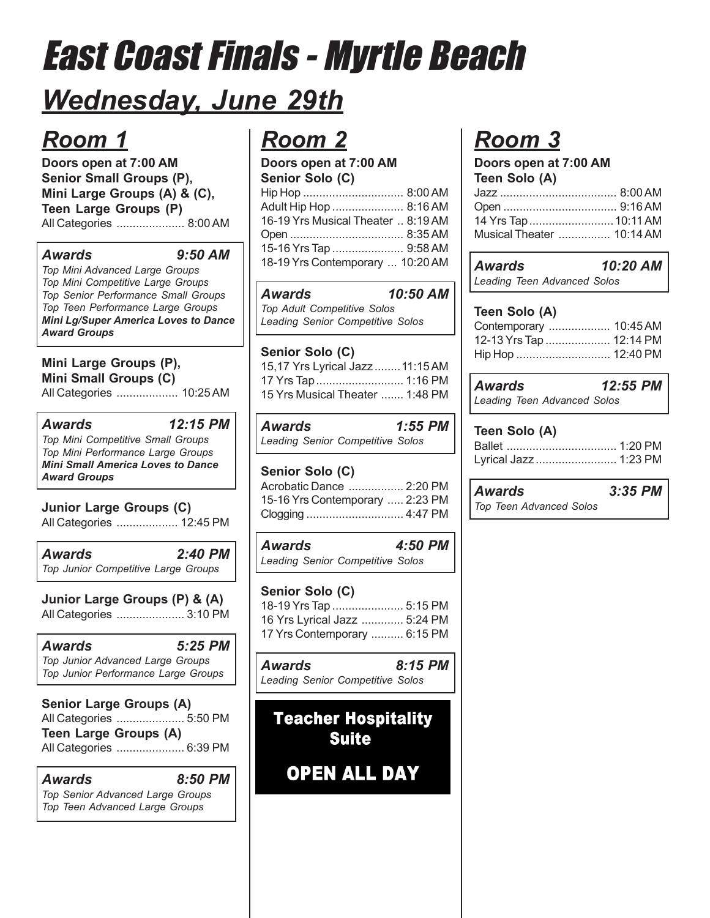# East Coast Finals - Myrtle Beach

## *Wednesday, June 29th*

## *Room 1*

**Doors open at 7:00 AM**
**Senior Small Groups (P), Mini Large Groups (A) & (C), Teen Large Groups (P)**
All Categories ..................... 8:00 AM

***Awards 9:50 AM***
*Top Mini Advanced Large Groups*
*Top Mini Competitive Large Groups*
*Top Senior Performance Small Groups*
*Top Teen Performance Large Groups*
***Mini Lg/Super America Loves to Dance Award Groups***

**Mini Large Groups (P), Mini Small Groups (C)**
All Categories ................... 10:25 AM

***Awards 12:15 PM***
*Top Mini Competitive Small Groups*
*Top Mini Performance Large Groups*
***Mini Small America Loves to Dance Award Groups***

**Junior Large Groups (C)**
All Categories ................... 12:45 PM

***Awards 2:40 PM***
*Top Junior Competitive Large Groups*

**Junior Large Groups (P) & (A)**
All Categories ..................... 3:10 PM

***Awards 5:25 PM***
*Top Junior Advanced Large Groups*
*Top Junior Performance Large Groups*

**Senior Large Groups (A)**
All Categories ..................... 5:50 PM
**Teen Large Groups (A)**
All Categories ..................... 6:39 PM

***Awards 8:50 PM***
*Top Senior Advanced Large Groups*
*Top Teen Advanced Large Groups*

## *Room 2*

**Doors open at 7:00 AM**
**Senior Solo (C)**
Hip Hop ............................... 8:00 AM
Adult Hip Hop ...................... 8:16 AM
16-19 Yrs Musical Theater .. 8:19 AM
Open ................................... 8:35 AM
15-16 Yrs Tap ...................... 9:58 AM
18-19 Yrs Contemporary ... 10:20 AM

***Awards 10:50 AM***
*Top Adult Competitive Solos*
*Leading Senior Competitive Solos*

**Senior Solo (C)**
15,17 Yrs Lyrical Jazz ........ 11:15 AM
17 Yrs Tap ........................... 1:16 PM
15 Yrs Musical Theater ....... 1:48 PM

***Awards 1:55 PM***
*Leading Senior Competitive Solos*

**Senior Solo (C)**
Acrobatic Dance ................. 2:20 PM
15-16 Yrs Contemporary ..... 2:23 PM
Clogging .............................. 4:47 PM

***Awards 4:50 PM***
*Leading Senior Competitive Solos*

**Senior Solo (C)**
18-19 Yrs Tap ...................... 5:15 PM
16 Yrs Lyrical Jazz ............. 5:24 PM
17 Yrs Contemporary .......... 6:15 PM

***Awards 8:15 PM***
*Leading Senior Competitive Solos*

**Teacher Hospitality Suite**

**OPEN ALL DAY**

## *Room 3*

**Doors open at 7:00 AM**
**Teen Solo (A)**
Jazz .................................... 8:00 AM
Open ................................... 9:16 AM
14 Yrs Tap .......................... 10:11 AM
Musical Theater ................ 10:14 AM

***Awards 10:20 AM***
*Leading Teen Advanced Solos*

**Teen Solo (A)**
Contemporary ................... 10:45 AM
12-13 Yrs Tap .................... 12:14 PM
Hip Hop ............................. 12:40 PM

***Awards 12:55 PM***
*Leading Teen Advanced Solos*

**Teen Solo (A)**
Ballet .................................. 1:20 PM
Lyrical Jazz ......................... 1:23 PM

***Awards 3:35 PM***
*Top Teen Advanced Solos*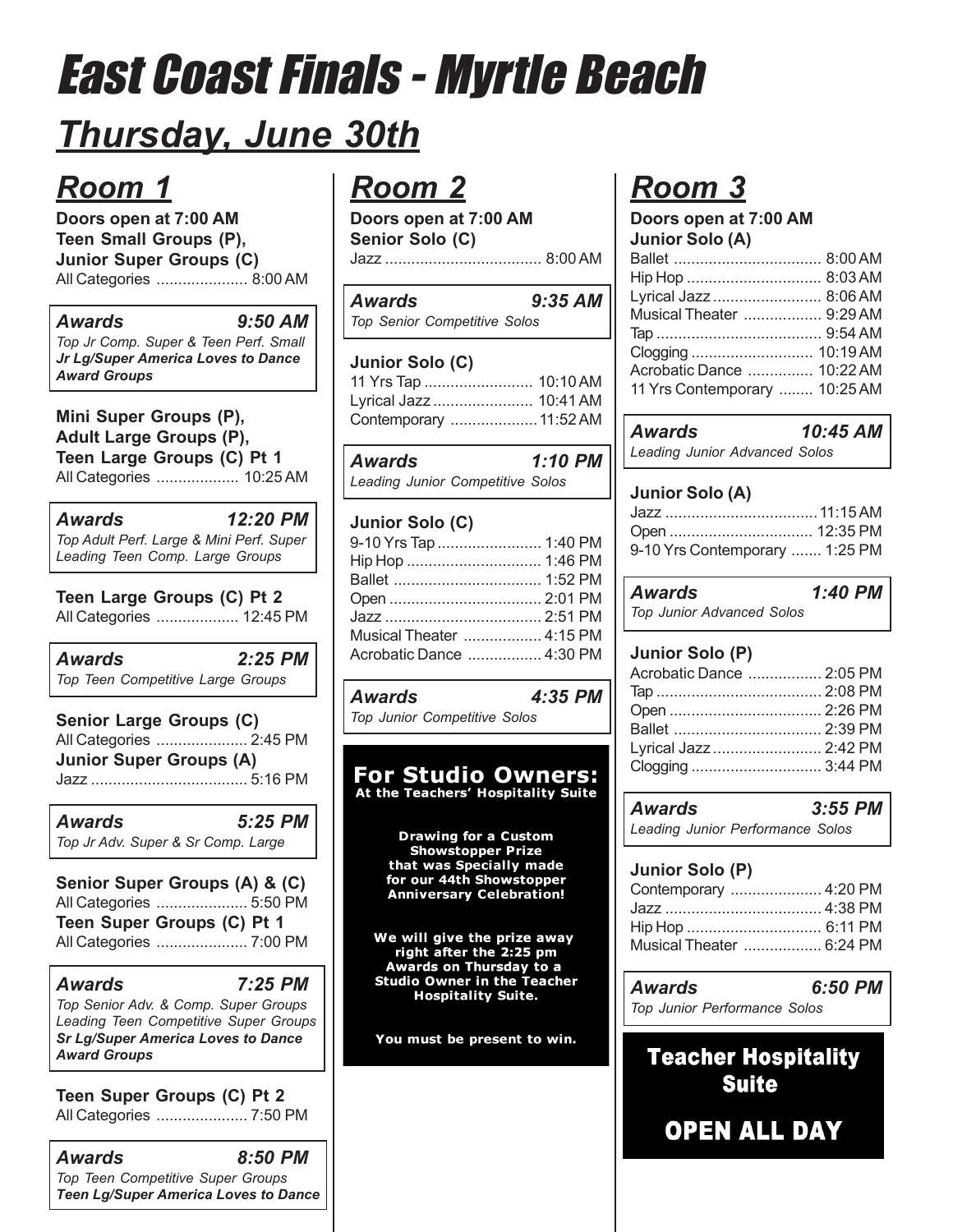# East Coast Finals - Myrtle Beach

## Thursday, June 30th

## Room 1

**Doors open at 7:00 AM**
**Teen Small Groups (P),**
**Junior Super Groups (C)**
All Categories ..................... 8:00 AM

***Awards*** ***9:50 AM***
*Top Jr Comp. Super & Teen Perf. Small*
***Jr Lg/Super America Loves to Dance Award Groups***

**Mini Super Groups (P),**
**Adult Large Groups (P),**
**Teen Large Groups (C) Pt 1**
All Categories ................... 10:25 AM

***Awards*** ***12:20 PM***
*Top Adult Perf. Large & Mini Perf. Super*
*Leading Teen Comp. Large Groups*

**Teen Large Groups (C) Pt 2**
All Categories ................... 12:45 PM

***Awards*** ***2:25 PM***
*Top Teen Competitive Large Groups*

**Senior Large Groups (C)**
All Categories ..................... 2:45 PM
**Junior Super Groups (A)**
Jazz .................................... 5:16 PM

***Awards*** ***5:25 PM***
*Top Jr Adv. Super & Sr Comp. Large*

**Senior Super Groups (A) & (C)**
All Categories ..................... 5:50 PM
**Teen Super Groups (C) Pt 1**
All Categories ..................... 7:00 PM

***Awards*** ***7:25 PM***
*Top Senior Adv. & Comp. Super Groups*
*Leading Teen Competitive Super Groups*
***Sr Lg/Super America Loves to Dance Award Groups***

**Teen Super Groups (C) Pt 2**
All Categories ..................... 7:50 PM

***Awards*** ***8:50 PM***
*Top Teen Competitive Super Groups*
***Teen Lg/Super America Loves to Dance***

## Room 2

**Doors open at 7:00 AM**
**Senior Solo (C)**
Jazz .................................... 8:00 AM

***Awards*** ***9:35 AM***
*Top Senior Competitive Solos*

**Junior Solo (C)**
11 Yrs Tap ......................... 10:10 AM
Lyrical Jazz ....................... 10:41 AM
Contemporary .................... 11:52 AM

***Awards*** ***1:10 PM***
*Leading Junior Competitive Solos*

**Junior Solo (C)**
9-10 Yrs Tap ........................ 1:40 PM
Hip Hop ............................... 1:46 PM
Ballet .................................. 1:52 PM
Open ................................... 2:01 PM
Jazz .................................... 2:51 PM
Musical Theater .................. 4:15 PM
Acrobatic Dance ................. 4:30 PM

***Awards*** ***4:35 PM***
*Top Junior Competitive Solos*

**For Studio Owners:**
**At the Teachers' Hospitality Suite**

**Drawing for a Custom Showstopper Prize that was Specially made for our 44th Showstopper Anniversary Celebration!**

**We will give the prize away right after the 2:25 pm Awards on Thursday to a Studio Owner in the Teacher Hospitality Suite.**

**You must be present to win.**

## Room 3

**Doors open at 7:00 AM**
**Junior Solo (A)**
Ballet .................................. 8:00 AM
Hip Hop ............................... 8:03 AM
Lyrical Jazz ......................... 8:06 AM
Musical Theater .................. 9:29 AM
Tap ...................................... 9:54 AM
Clogging ............................ 10:19 AM
Acrobatic Dance ............... 10:22 AM
11 Yrs Contemporary ........ 10:25 AM

***Awards*** ***10:45 AM***
*Leading Junior Advanced Solos*

**Junior Solo (A)**
Jazz ................................... 11:15 AM
Open ................................. 12:35 PM
9-10 Yrs Contemporary ....... 1:25 PM

***Awards*** ***1:40 PM***
*Top Junior Advanced Solos*

**Junior Solo (P)**
Acrobatic Dance ................. 2:05 PM
Tap ...................................... 2:08 PM
Open ................................... 2:26 PM
Ballet .................................. 2:39 PM
Lyrical Jazz ......................... 2:42 PM
Clogging .............................. 3:44 PM

***Awards*** ***3:55 PM***
*Leading Junior Performance Solos*

**Junior Solo (P)**
Contemporary ..................... 4:20 PM
Jazz .................................... 4:38 PM
Hip Hop ............................... 6:11 PM
Musical Theater .................. 6:24 PM

***Awards*** ***6:50 PM***
*Top Junior Performance Solos*

**Teacher Hospitality Suite**

**OPEN ALL DAY**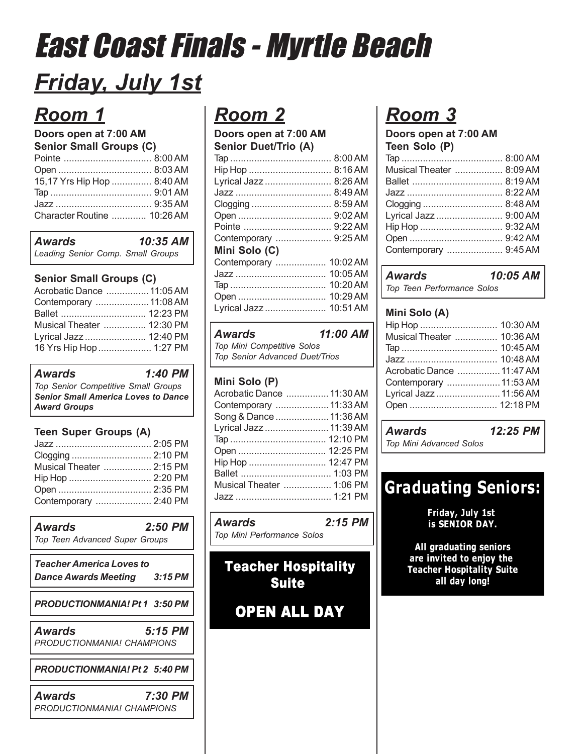# East Coast Finals - Myrtle Beach

## Friday, July 1st

## Room 1

**Doors open at 7:00 AM**

**Senior Small Groups (C)**

| | |
|---|---|
| Pointe | 8:00 AM |
| Open | 8:03 AM |
| 15,17 Yrs Hip Hop | 8:40 AM |
| Tap | 9:01 AM |
| Jazz | 9:35 AM |
| Character Routine | 10:26 AM |

***Awards*** ***10:35 AM***
*Leading Senior Comp. Small Groups*

**Senior Small Groups (C)**

| | |
|---|---|
| Acrobatic Dance | 11:05 AM |
| Contemporary | 11:08 AM |
| Ballet | 12:23 PM |
| Musical Theater | 12:30 PM |
| Lyrical Jazz | 12:40 PM |
| 16 Yrs Hip Hop | 1:27 PM |

***Awards*** ***1:40 PM***
*Top Senior Competitive Small Groups*
***Senior Small America Loves to Dance Award Groups***

**Teen Super Groups (A)**

| | |
|---|---|
| Jazz | 2:05 PM |
| Clogging | 2:10 PM |
| Musical Theater | 2:15 PM |
| Hip Hop | 2:20 PM |
| Open | 2:35 PM |
| Contemporary | 2:40 PM |

***Awards*** ***2:50 PM***
*Top Teen Advanced Super Groups*

***Teacher America Loves to Dance Awards Meeting*** ***3:15 PM***

***PRODUCTIONMANIA! Pt 1*** ***3:50 PM***

***Awards*** ***5:15 PM***
*PRODUCTIONMANIA! CHAMPIONS*

***PRODUCTIONMANIA! Pt 2*** ***5:40 PM***

***Awards*** ***7:30 PM***
*PRODUCTIONMANIA! CHAMPIONS*

## Room 2

**Doors open at 7:00 AM**

**Senior Duet/Trio (A)**

| | |
|---|---|
| Tap | 8:00 AM |
| Hip Hop | 8:16 AM |
| Lyrical Jazz | 8:26 AM |
| Jazz | 8:49 AM |
| Clogging | 8:59 AM |
| Open | 9:02 AM |
| Pointe | 9:22 AM |
| Contemporary | 9:25 AM |

**Mini Solo (C)**

| | |
|---|---|
| Contemporary | 10:02 AM |
| Jazz | 10:05 AM |
| Tap | 10:20 AM |
| Open | 10:29 AM |
| Lyrical Jazz | 10:51 AM |

***Awards*** ***11:00 AM***
*Top Mini Competitive Solos*
*Top Senior Advanced Duet/Trios*

**Mini Solo (P)**

| | |
|---|---|
| Acrobatic Dance | 11:30 AM |
| Contemporary | 11:33 AM |
| Song & Dance | 11:36 AM |
| Lyrical Jazz | 11:39 AM |
| Tap | 12:10 PM |
| Open | 12:25 PM |
| Hip Hop | 12:47 PM |
| Ballet | 1:03 PM |
| Musical Theater | 1:06 PM |
| Jazz | 1:21 PM |

***Awards*** ***2:15 PM***
*Top Mini Performance Solos*

**Teacher Hospitality Suite**

**OPEN ALL DAY**

## Room 3

**Doors open at 7:00 AM**

**Teen Solo (P)**

| | |
|---|---|
| Tap | 8:00 AM |
| Musical Theater | 8:09 AM |
| Ballet | 8:19 AM |
| Jazz | 8:22 AM |
| Clogging | 8:48 AM |
| Lyrical Jazz | 9:00 AM |
| Hip Hop | 9:32 AM |
| Open | 9:42 AM |
| Contemporary | 9:45 AM |

***Awards*** ***10:05 AM***
*Top Teen Performance Solos*

**Mini Solo (A)**

| | |
|---|---|
| Hip Hop | 10:30 AM |
| Musical Theater | 10:36 AM |
| Tap | 10:45 AM |
| Jazz | 10:48 AM |
| Acrobatic Dance | 11:47 AM |
| Contemporary | 11:53 AM |
| Lyrical Jazz | 11:56 AM |
| Open | 12:18 PM |

***Awards*** ***12:25 PM***
*Top Mini Advanced Solos*

**Graduating Seniors:**

**Friday, July 1st is SENIOR DAY.**

**All graduating seniors are invited to enjoy the Teacher Hospitality Suite all day long!**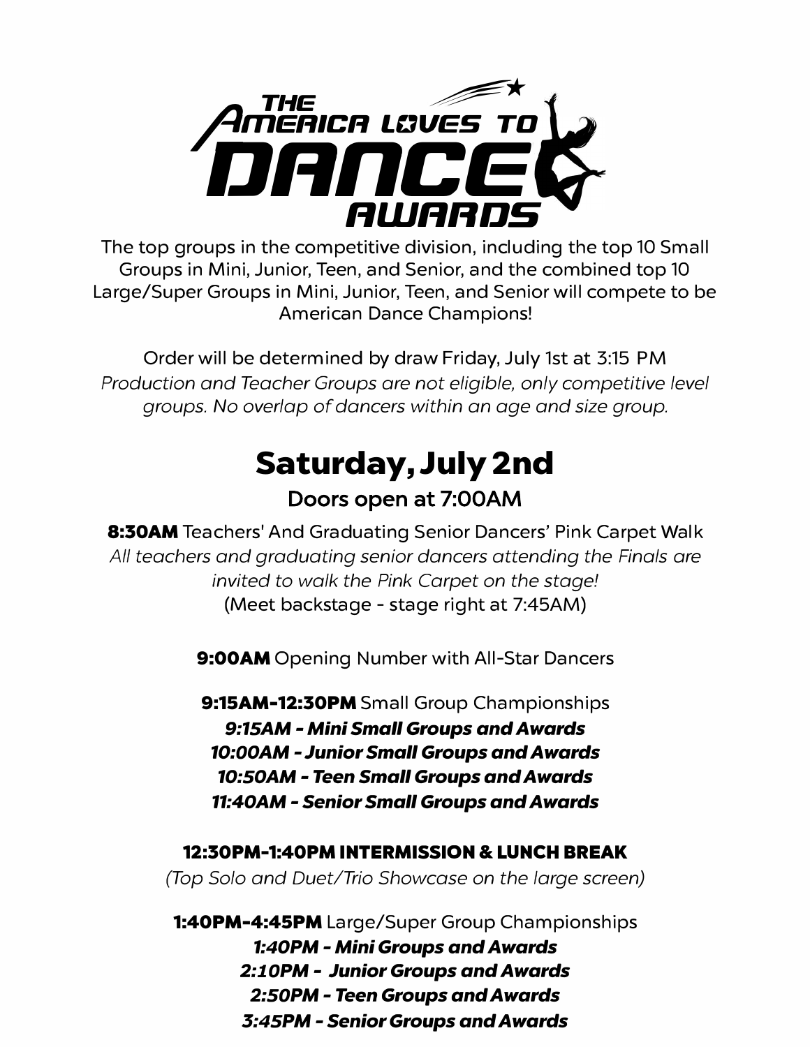# THE AMERICA LOVES TO DANCE AWARDS

The top groups in the competitive division, including the top 10 Small Groups in Mini, Junior, Teen, and Senior, and the combined top 10 Large/Super Groups in Mini, Junior, Teen, and Senior will compete to be American Dance Champions!

Order will be determined by draw Friday, July 1st at 3:15 PM

*Production and Teacher Groups are not eligible, only competitive level groups. No overlap of dancers within an age and size group.*

## Saturday, July 2nd

### Doors open at 7:00AM

**8:30AM** Teachers' And Graduating Senior Dancers' Pink Carpet Walk

*All teachers and graduating senior dancers attending the Finals are invited to walk the Pink Carpet on the stage!*

(Meet backstage - stage right at 7:45AM)

**9:00AM** Opening Number with All-Star Dancers

**9:15AM-12:30PM** Small Group Championships

***9:15AM - Mini Small Groups and Awards***

***10:00AM - Junior Small Groups and Awards***

***10:50AM - Teen Small Groups and Awards***

***11:40AM - Senior Small Groups and Awards***

**12:30PM-1:40PM INTERMISSION & LUNCH BREAK**

*(Top Solo and Duet/Trio Showcase on the large screen)*

**1:40PM-4:45PM** Large/Super Group Championships

***1:40PM - Mini Groups and Awards***

***2:10PM - Junior Groups and Awards***

***2:50PM - Teen Groups and Awards***

***3:45PM - Senior Groups and Awards***